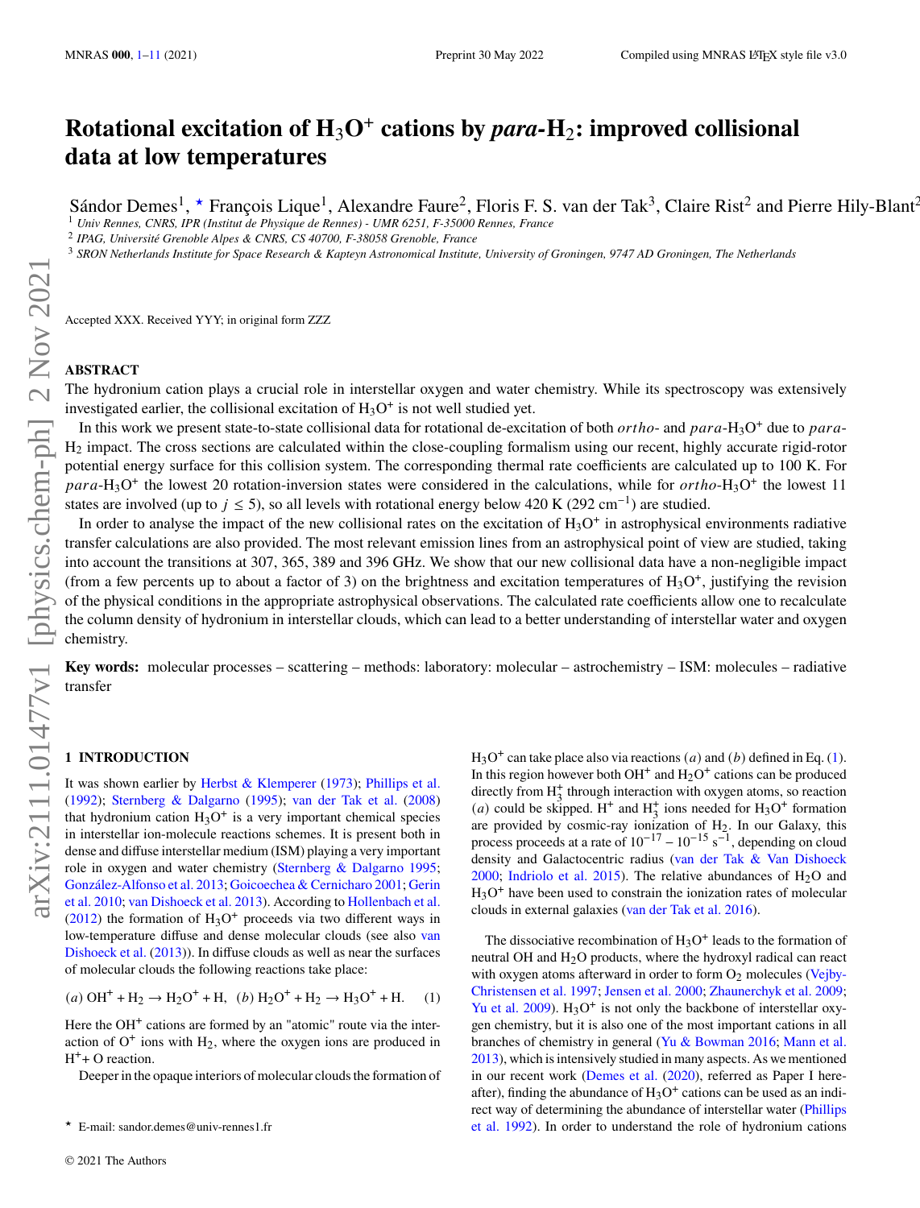# Rotational excitation of $H_3O^+$ cations by *para*-$H_2$: improved collisional data at low temperatures

Sándor Demes[1],⋆ François Lique[1], Alexandre Faure[2], Floris F. S. van der Tak[3], Claire Rist[2] and Pierre Hily-Blant[2]

[1] Univ Rennes, CNRS, IPR (Institut de Physique de Rennes) - UMR 6251, F-35000 Rennes, France
[2] IPAG, Université Grenoble Alpes & CNRS, CS 40700, F-38058 Grenoble, France
[3] SRON Netherlands Institute for Space Research & Kapteyn Astronomical Institute, University of Groningen, 9747 AD Groningen, The Netherlands

Accepted XXX. Received YYY; in original form ZZZ

## ABSTRACT

The hydronium cation plays a crucial role in interstellar oxygen and water chemistry. While its spectroscopy was extensively investigated earlier, the collisional excitation of $H_3O^+$ is not well studied yet.

In this work we present state-to-state collisional data for rotational de-excitation of both *ortho*- and *para*-$H_3O^+$ due to *para*-$H_2$ impact. The cross sections are calculated within the close-coupling formalism using our recent, highly accurate rigid-rotor potential energy surface for this collision system. The corresponding thermal rate coefficients are calculated up to 100 K. For *para*-$H_3O^+$ the lowest 20 rotation-inversion states were considered in the calculations, while for *ortho*-$H_3O^+$ the lowest 11 states are involved (up to $j \leq 5$), so all levels with rotational energy below 420 K (292 cm$^{-1}$) are studied.

In order to analyse the impact of the new collisional rates on the excitation of $H_3O^+$ in astrophysical environments radiative transfer calculations are also provided. The most relevant emission lines from an astrophysical point of view are studied, taking into account the transitions at 307, 365, 389 and 396 GHz. We show that our new collisional data have a non-negligible impact (from a few percents up to about a factor of 3) on the brightness and excitation temperatures of $H_3O^+$, justifying the revision of the physical conditions in the appropriate astrophysical observations. The calculated rate coefficients allow one to recalculate the column density of hydronium in interstellar clouds, which can lead to a better understanding of interstellar water and oxygen chemistry.

**Key words:** molecular processes – scattering – methods: laboratory: molecular – astrochemistry – ISM: molecules – radiative transfer

## 1 INTRODUCTION

It was shown earlier by Herbst & Klemperer (1973); Phillips et al. (1992); Sternberg & Dalgarno (1995); van der Tak et al. (2008) that hydronium cation $H_3O^+$ is a very important chemical species in interstellar ion-molecule reactions schemes. It is present both in dense and diffuse interstellar medium (ISM) playing a very important role in oxygen and water chemistry (Sternberg & Dalgarno 1995; González-Alfonso et al. 2013; Goicoechea & Cernicharo 2001; Gerin et al. 2010; van Dishoeck et al. 2013). According to Hollenbach et al. (2012) the formation of $H_3O^+$ proceeds via two different ways in low-temperature diffuse and dense molecular clouds (see also van Dishoeck et al. (2013)). In diffuse clouds as well as near the surfaces of molecular clouds the following reactions take place:

$$(a)\ OH^+ + H_2 \rightarrow H_2O^+ + H, \quad (b)\ H_2O^+ + H_2 \rightarrow H_3O^+ + H. \qquad (1)$$

Here the $OH^+$ cations are formed by an "atomic" route via the interaction of $O^+$ ions with $H_2$, where the oxygen ions are produced in $H^+$+ O reaction.

Deeper in the opaque interiors of molecular clouds the formation of $H_3O^+$ can take place also via reactions $(a)$ and $(b)$ defined in Eq. (1). In this region however both $OH^+$ and $H_2O^+$ cations can be produced directly from $H_3^+$ through interaction with oxygen atoms, so reaction $(a)$ could be skipped. $H^+$ and $H_3^+$ ions needed for $H_3O^+$ formation are provided by cosmic-ray ionization of $H_2$. In our Galaxy, this process proceeds at a rate of $10^{-17}$ – $10^{-15}$ s$^{-1}$, depending on cloud density and Galactocentric radius (van der Tak & Van Dishoeck 2000; Indriolo et al. 2015). The relative abundances of $H_2O$ and $H_3O^+$ have been used to constrain the ionization rates of molecular clouds in external galaxies (van der Tak et al. 2016).

The dissociative recombination of $H_3O^+$ leads to the formation of neutral OH and $H_2O$ products, where the hydroxyl radical can react with oxygen atoms afterward in order to form $O_2$ molecules (Vejby-Christensen et al. 1997; Jensen et al. 2000; Zhaunerchyk et al. 2009; Yu et al. 2009). $H_3O^+$ is not only the backbone of interstellar oxygen chemistry, but it is also one of the most important cations in all branches of chemistry in general (Yu & Bowman 2016; Mann et al. 2013), which is intensively studied in many aspects. As we mentioned in our recent work (Demes et al. (2020), referred as Paper I hereafter), finding the abundance of $H_3O^+$ cations can be used as an indirect way of determining the abundance of interstellar water (Phillips et al. 1992). In order to understand the role of hydronium cations

⋆ E-mail: sandor.demes@univ-rennes1.fr

© 2021 The Authors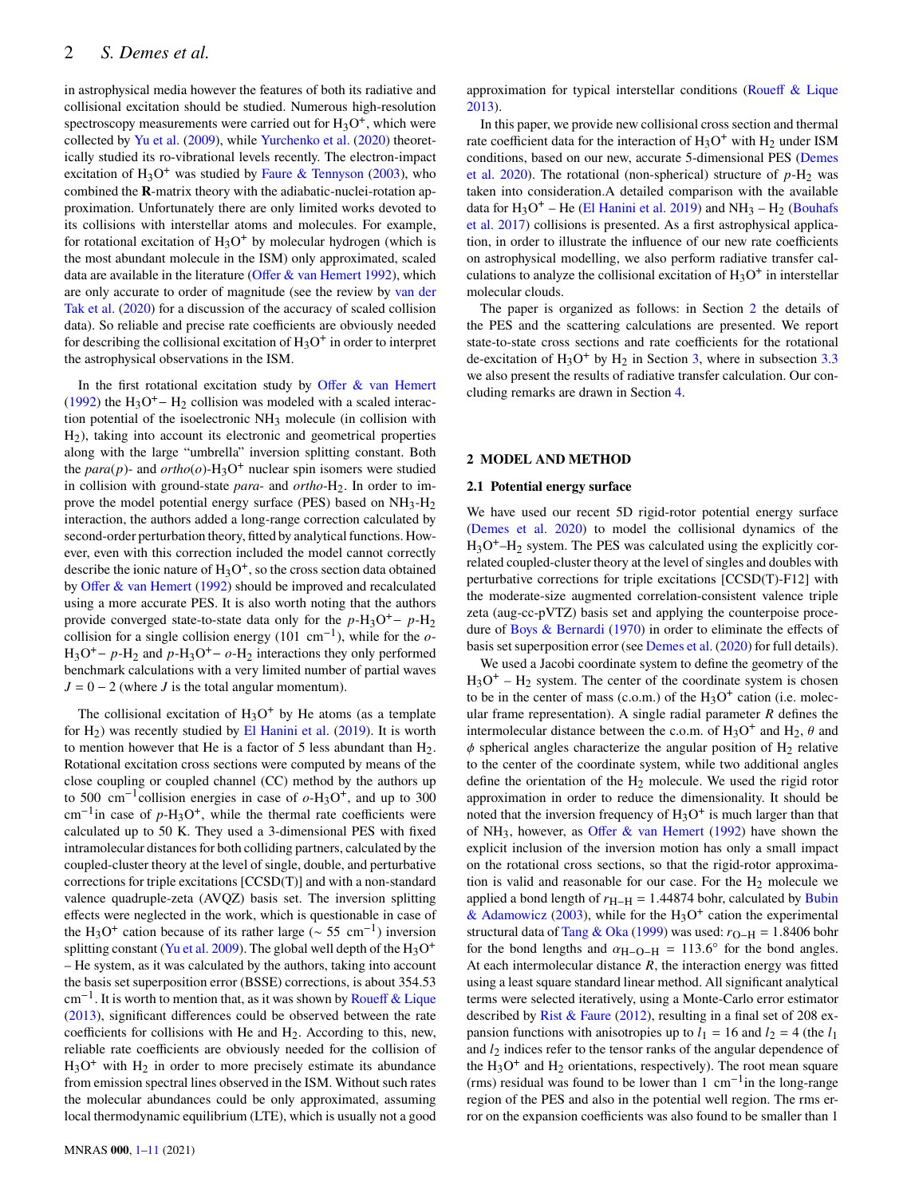in astrophysical media however the features of both its radiative and collisional excitation should be studied. Numerous high-resolution spectroscopy measurements were carried out for $H_3O^+$, which were collected by Yu et al. (2009), while Yurchenko et al. (2020) theoretically studied its ro-vibrational levels recently. The electron-impact excitation of $H_3O^+$ was studied by Faure & Tennyson (2003), who combined the **R**-matrix theory with the adiabatic-nuclei-rotation approximation. Unfortunately there are only limited works devoted to its collisions with interstellar atoms and molecules. For example, for rotational excitation of $H_3O^+$ by molecular hydrogen (which is the most abundant molecule in the ISM) only approximated, scaled data are available in the literature (Offer & van Hemert 1992), which are only accurate to order of magnitude (see the review by van der Tak et al. (2020) for a discussion of the accuracy of scaled collision data). So reliable and precise rate coefficients are obviously needed for describing the collisional excitation of $H_3O^+$ in order to interpret the astrophysical observations in the ISM.

In the first rotational excitation study by Offer & van Hemert (1992) the $H_3O^+-$ $H_2$ collision was modeled with a scaled interaction potential of the isoelectronic $NH_3$ molecule (in collision with $H_2$), taking into account its electronic and geometrical properties along with the large "umbrella" inversion splitting constant. Both the *para*(*p*)- and *ortho*(*o*)-$H_3O^+$ nuclear spin isomers were studied in collision with ground-state *para*- and *ortho*-$H_2$. In order to improve the model potential energy surface (PES) based on $NH_3$-$H_2$ interaction, the authors added a long-range correction calculated by second-order perturbation theory, fitted by analytical functions. However, even with this correction included the model cannot correctly describe the ionic nature of $H_3O^+$, so the cross section data obtained by Offer & van Hemert (1992) should be improved and recalculated using a more accurate PES. It is also worth noting that the authors provide converged state-to-state data only for the $p$-$H_3O^+-$ $p$-$H_2$ collision for a single collision energy (101 $cm^{-1}$), while for the $o$-$H_3O^+-$ $p$-$H_2$ and $p$-$H_3O^+-$ $o$-$H_2$ interactions they only performed benchmark calculations with a very limited number of partial waves $J = 0-2$ (where $J$ is the total angular momentum).

The collisional excitation of $H_3O^+$ by He atoms (as a template for $H_2$) was recently studied by El Hanini et al. (2019). It is worth to mention however that He is a factor of 5 less abundant than $H_2$. Rotational excitation cross sections were computed by means of the close coupling or coupled channel (CC) method by the authors up to 500 $cm^{-1}$collision energies in case of $o$-$H_3O^+$, and up to 300 $cm^{-1}$in case of $p$-$H_3O^+$, while the thermal rate coefficients were calculated up to 50 K. They used a 3-dimensional PES with fixed intramolecular distances for both colliding partners, calculated by the coupled-cluster theory at the level of single, double, and perturbative corrections for triple excitations [CCSD(T)] and with a non-standard valence quadruple-zeta (AVQZ) basis set. The inversion splitting effects were neglected in the work, which is questionable in case of the $H_3O^+$ cation because of its rather large ($\sim$ 55 $cm^{-1}$) inversion splitting constant (Yu et al. 2009). The global well depth of the $H_3O^+$ – He system, as it was calculated by the authors, taking into account the basis set superposition error (BSSE) corrections, is about 354.53 $cm^{-1}$. It is worth to mention that, as it was shown by Roueff & Lique (2013), significant differences could be observed between the rate coefficients for collisions with He and $H_2$. According to this, new, reliable rate coefficients are obviously needed for the collision of $H_3O^+$ with $H_2$ in order to more precisely estimate its abundance from emission spectral lines observed in the ISM. Without such rates the molecular abundances could be only approximated, assuming local thermodynamic equilibrium (LTE), which is usually not a good approximation for typical interstellar conditions (Roueff & Lique 2013).

In this paper, we provide new collisional cross section and thermal rate coefficient data for the interaction of $H_3O^+$ with $H_2$ under ISM conditions, based on our new, accurate 5-dimensional PES (Demes et al. 2020). The rotational (non-spherical) structure of $p$-$H_2$ was taken into consideration.A detailed comparison with the available data for $H_3O^+$ – He (El Hanini et al. 2019) and $NH_3$ – $H_2$ (Bouhafs et al. 2017) collisions is presented. As a first astrophysical application, in order to illustrate the influence of our new rate coefficients on astrophysical modelling, we also perform radiative transfer calculations to analyze the collisional excitation of $H_3O^+$ in interstellar molecular clouds.

The paper is organized as follows: in Section 2 the details of the PES and the scattering calculations are presented. We report state-to-state cross sections and rate coefficients for the rotational de-excitation of $H_3O^+$ by $H_2$ in Section 3, where in subsection 3.3 we also present the results of radiative transfer calculation. Our concluding remarks are drawn in Section 4.

## 2 MODEL AND METHOD

### 2.1 Potential energy surface

We have used our recent 5D rigid-rotor potential energy surface (Demes et al. 2020) to model the collisional dynamics of the $H_3O^+$–$H_2$ system. The PES was calculated using the explicitly correlated coupled-cluster theory at the level of singles and doubles with perturbative corrections for triple excitations [CCSD(T)-F12] with the moderate-size augmented correlation-consistent valence triple zeta (aug-cc-pVTZ) basis set and applying the counterpoise procedure of Boys & Bernardi (1970) in order to eliminate the effects of basis set superposition error (see Demes et al. (2020) for full details).

We used a Jacobi coordinate system to define the geometry of the $H_3O^+$ – $H_2$ system. The center of the coordinate system is chosen to be in the center of mass (c.o.m.) of the $H_3O^+$ cation (i.e. molecular frame representation). A single radial parameter $R$ defines the intermolecular distance between the c.o.m. of $H_3O^+$ and $H_2$, $\theta$ and $\phi$ spherical angles characterize the angular position of $H_2$ relative to the center of the coordinate system, while two additional angles define the orientation of the $H_2$ molecule. We used the rigid rotor approximation in order to reduce the dimensionality. It should be noted that the inversion frequency of $H_3O^+$ is much larger than that of $NH_3$, however, as Offer & van Hemert (1992) have shown the explicit inclusion of the inversion motion has only a small impact on the rotational cross sections, so that the rigid-rotor approximation is valid and reasonable for our case. For the $H_2$ molecule we applied a bond length of $r_{H-H} = 1.44874$ bohr, calculated by Bubin & Adamowicz (2003), while for the $H_3O^+$ cation the experimental structural data of Tang & Oka (1999) was used: $r_{O-H} = 1.8406$ bohr for the bond lengths and $\alpha_{H-O-H} = 113.6°$ for the bond angles. At each intermolecular distance $R$, the interaction energy was fitted using a least square standard linear method. All significant analytical terms were selected iteratively, using a Monte-Carlo error estimator described by Rist & Faure (2012), resulting in a final set of 208 expansion functions with anisotropies up to $l_1 = 16$ and $l_2 = 4$ (the $l_1$ and $l_2$ indices refer to the tensor ranks of the angular dependence of the $H_3O^+$ and $H_2$ orientations, respectively). The root mean square (rms) residual was found to be lower than 1 $cm^{-1}$in the long-range region of the PES and also in the potential well region. The rms error on the expansion coefficients was also found to be smaller than 1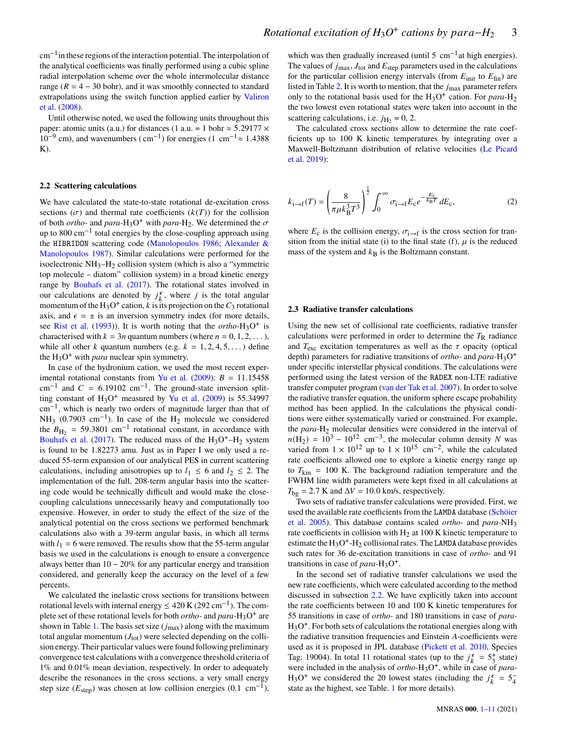$\mathrm{cm}^{-1}$ in these regions of the interaction potential. The interpolation of the analytical coefficients was finally performed using a cubic spline radial interpolation scheme over the whole intermolecular distance range ($R = 4-30$ bohr), and it was smoothly connected to standard extrapolations using the switch function applied earlier by Valiron et al. (2008).

Until otherwise noted, we used the following units throughout this paper: atomic units (a.u.) for distances (1 a.u. = 1 bohr $\approx 5.29177 \times 10^{-9}$ cm), and wavenumbers ($\mathrm{cm}^{-1}$) for energies (1 $\mathrm{cm}^{-1} \approx 1.4388$ K).

### 2.2 Scattering calculations

We have calculated the state-to-state rotational de-excitation cross sections ($\sigma$) and thermal rate coefficients ($k(T)$) for the collision of both *ortho-* and *para*-$H_3O^+$ with *para*-$H_2$. We determined the $\sigma$ up to 800 $\mathrm{cm}^{-1}$ total energies by the close-coupling approach using the HIBRIDON scattering code (Manolopoulos 1986; Alexander & Manolopoulos 1987). Similar calculations were performed for the isoelectronic $NH_3$–$H_2$ collision system (which is also a "symmetric top molecule – diatom" collision system) in a broad kinetic energy range by Bouhafs et al. (2017). The rotational states involved in our calculations are denoted by $j_k^{\epsilon}$, where $j$ is the total angular momentum of the $H_3O^+$ cation, $k$ is its projection on the $C_3$ rotational axis, and $\epsilon = \pm$ is an inversion symmetry index (for more details, see Rist et al. (1993)). It is worth noting that the *ortho*-$H_3O^+$ is characterised with $k = 3n$ quantum numbers (where $n = 0, 1, 2, \dots$), while all other $k$ quantum numbers (e.g. $k = 1, 2, 4, 5, \dots$) define the $H_3O^+$ with *para* nuclear spin symmetry.

In case of the hydronium cation, we used the most recent experimental rotational constants from Yu et al. (2009): $B = 11.15458$ $\mathrm{cm}^{-1}$ and $C = 6.19102$ $\mathrm{cm}^{-1}$. The ground-state inversion splitting constant of $H_3O^+$ measured by Yu et al. (2009) is 55.34997 $\mathrm{cm}^{-1}$, which is nearly two orders of magnitude larger than that of $NH_3$ (0.7903 $\mathrm{cm}^{-1}$). In case of the $H_2$ molecule we considered the $B_{H_2} = 59.3801$ $\mathrm{cm}^{-1}$ rotational constant, in accordance with Bouhafs et al. (2017). The reduced mass of the $H_3O^+$–$H_2$ system is found to be 1.82273 amu. Just as in Paper I we only used a reduced 55-term expansion of our analytical PES in current scattering calculations, including anisotropies up to $l_1 \leq 6$ and $l_2 \leq 2$. The implementation of the full, 208-term angular basis into the scattering code would be technically difficult and would make the close-coupling calculations unnecessarily heavy and computationally too expensive. However, in order to study the effect of the size of the analytical potential on the cross sections we performed benchmark calculations also with a 39-term angular basis, in which all terms with $l_1 = 6$ were removed. The results show that the 55-term angular basis we used in the calculations is enough to ensure a convergence always better than $10-20$% for any particular energy and transition considered, and generally keep the accuracy on the level of a few percents.

We calculated the inelastic cross sections for transitions between rotational levels with internal energy $\leq 420$ K (292 $\mathrm{cm}^{-1}$). The complete set of these rotational levels for both *ortho-* and *para*-$H_3O^+$ are shown in Table 1. The basis set size ($j_{\mathrm{max}}$) along with the maximum total angular momentum ($J_{\mathrm{tot}}$) were selected depending on the collision energy. Their particular values were found following preliminary convergence test calculations with a convergence threshold criteria of 1% and 0.01% mean deviation, respectively. In order to adequately describe the resonances in the cross sections, a very small energy step size ($E_{\mathrm{step}}$) was chosen at low collision energies (0.1 $\mathrm{cm}^{-1}$), which was then gradually increased (until 5 $\mathrm{cm}^{-1}$ at high energies). The values of $j_{\mathrm{max}}$, $J_{\mathrm{tot}}$ and $E_{\mathrm{step}}$ parameters used in the calculations for the particular collision energy intervals (from $E_{\mathrm{init}}$ to $E_{\mathrm{fin}}$) are listed in Table 2. It is worth to mention, that the $j_{\mathrm{max}}$ parameter refers only to the rotational basis used for the $H_3O^+$ cation. For *para*-$H_2$ the two lowest even rotational states were taken into account in the scattering calculations, i.e. $j_{H_2} = 0, 2$.

The calculated cross sections allow to determine the rate coefficients up to 100 K kinetic temperatures by integrating over a Maxwell-Boltzmann distribution of relative velocities (Le Picard et al. 2019):

$$k_{\mathrm{i}\to\mathrm{f}}(T) = \left(\frac{8}{\pi \mu k_{\mathrm{B}}^3 T^3}\right)^{\frac{1}{2}} \int_0^{\infty} \sigma_{\mathrm{i}\to\mathrm{f}} E_{\mathrm{c}} e^{-\frac{E_{\mathrm{c}}}{k_{\mathrm{B}}T}} dE_{\mathrm{c}}, \tag{2}$$

where $E_{\mathrm{c}}$ is the collision energy, $\sigma_{\mathrm{i}\to\mathrm{f}}$ is the cross section for transition from the initial state (i) to the final state (f), $\mu$ is the reduced mass of the system and $k_{\mathrm{B}}$ is the Boltzmann constant.

### 2.3 Radiative transfer calculations

Using the new set of collisional rate coefficients, radiative transfer calculations were performed in order to determine the $T_{\mathrm{R}}$ radiance and $T_{\mathrm{exc}}$ excitation temperatures as well as the $\tau$ opacity (optical depth) parameters for radiative transitions of *ortho-* and *para*-$H_3O^+$ under specific interstellar physical conditions. The calculations were performed using the latest version of the RADEX non-LTE radiative transfer computer program (van der Tak et al. 2007). In order to solve the radiative transfer equation, the uniform sphere escape probability method has been applied. In the calculations the physical conditions were either systematically varied or constrained. For example, the *para*-$H_2$ molecular densities were considered in the interval of $n(H_2) = 10^3 - 10^{12}$ $\mathrm{cm}^{-3}$, the molecular column density $N$ was varied from $1 \times 10^{12}$ up to $1 \times 10^{15}$ $\mathrm{cm}^{-2}$, while the calculated rate coefficients allowed one to explore a kinetic energy range up to $T_{\mathrm{kin}} = 100$ K. The background radiation temperature and the FWHM line width parameters were kept fixed in all calculations at $T_{\mathrm{bg}} = 2.7$ K and $\Delta V = 10.0$ km/s, respectively.

Two sets of radiative transfer calculations were provided. First, we used the available rate coefficients from the LAMDA database (Schöier et al. 2005). This database contains scaled *ortho-* and *para*-$NH_3$ rate coefficients in collision with $H_2$ at 100 K kinetic temperature to estimate the $H_3O^+$-$H_2$ collisional rates. The LAMDA database provides such rates for 36 de-excitation transitions in case of *ortho-* and 91 transitions in case of *para*-$H_3O^+$.

In the second set of radiative transfer calculations we used the new rate coefficients, which were calculated according to the method discussed in subsection 2.2. We have explicitly taken into account the rate coefficients between 10 and 100 K kinetic temperatures for 55 transitions in case of *ortho-* and 180 transitions in case of *para*-$H_3O^+$. For both sets of calculations the rotational energies along with the radiative transition frequencies and Einstein $A$-coefficients were used as it is proposed in JPL database (Pickett et al. 2010, Species Tag: 19004). In total 11 rotational states (up to the $j_k^{\epsilon} = 5_3^{+}$ state) were included in the analysis of *ortho*-$H_3O^+$, while in case of *para*-$H_3O^+$ we considered the 20 lowest states (including the $j_k^{\epsilon} = 5_4^{-}$ state as the highest, see Table. 1 for more details).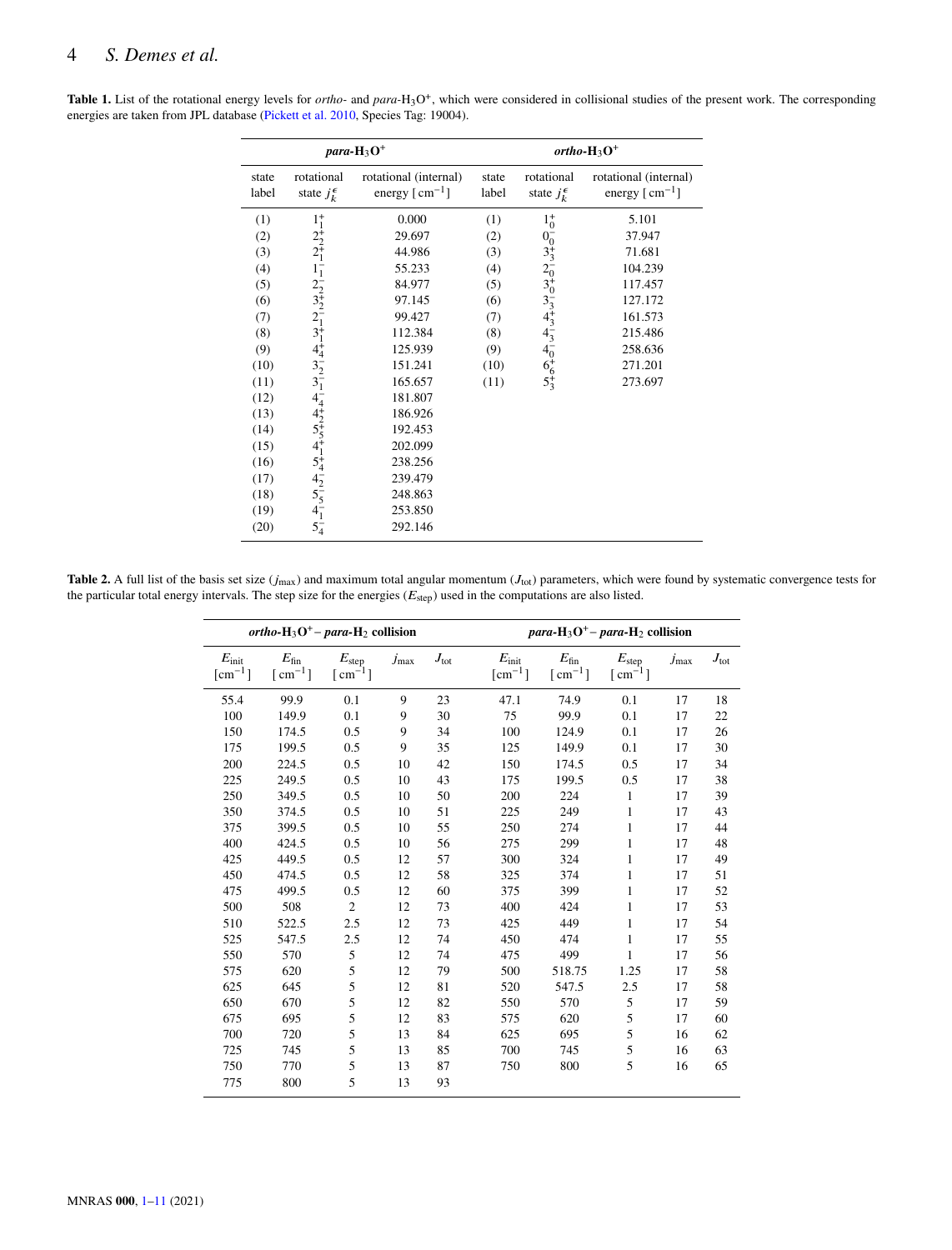**Table 1.** List of the rotational energy levels for *ortho*- and *para*-$H_3O^+$, which were considered in collisional studies of the present work. The corresponding energies are taken from JPL database (Pickett et al. 2010, Species Tag: 19004).

| *para*-$H_3O^+$ | | | *ortho*-$H_3O^+$ | | |
|---|---|---|---|---|---|
| state label | rotational state $j_k^\epsilon$ | rotational (internal) energy [cm$^{-1}$] | state label | rotational state $j_k^\epsilon$ | rotational (internal) energy [cm$^{-1}$] |
| (1) | $1_1^+$ | 0.000 | (1) | $1_0^+$ | 5.101 |
| (2) | $2_2^+$ | 29.697 | (2) | $0_0^-$ | 37.947 |
| (3) | $2_1^+$ | 44.986 | (3) | $3_3^+$ | 71.681 |
| (4) | $1_1^-$ | 55.233 | (4) | $2_0^-$ | 104.239 |
| (5) | $2_2^-$ | 84.977 | (5) | $3_0^+$ | 117.457 |
| (6) | $3_2^+$ | 97.145 | (6) | $3_3^-$ | 127.172 |
| (7) | $2_1^-$ | 99.427 | (7) | $4_3^+$ | 161.573 |
| (8) | $3_1^+$ | 112.384 | (8) | $4_3^-$ | 215.486 |
| (9) | $4_4^+$ | 125.939 | (9) | $4_0^-$ | 258.636 |
| (10) | $3_2^-$ | 151.241 | (10) | $6_6^+$ | 271.201 |
| (11) | $3_1^-$ | 165.657 | (11) | $5_3^+$ | 273.697 |
| (12) | $4_4^-$ | 181.807 | | | |
| (13) | $4_2^+$ | 186.926 | | | |
| (14) | $5_5^+$ | 192.453 | | | |
| (15) | $4_1^+$ | 202.099 | | | |
| (16) | $5_4^+$ | 238.256 | | | |
| (17) | $4_2^-$ | 239.479 | | | |
| (18) | $5_5^-$ | 248.863 | | | |
| (19) | $4_1^-$ | 253.850 | | | |
| (20) | $5_4^-$ | 292.146 | | | |

**Table 2.** A full list of the basis set size ($j_{\rm max}$) and maximum total angular momentum ($J_{\rm tot}$) parameters, which were found by systematic convergence tests for the particular total energy intervals. The step size for the energies ($E_{\rm step}$) used in the computations are also listed.

| *ortho*-$H_3O^+$ – *para*-$H_2$ collision | | | | | *para*-$H_3O^+$ – *para*-$H_2$ collision | | | | |
|---|---|---|---|---|---|---|---|---|---|
| $E_{\rm init}$ [cm$^{-1}$] | $E_{\rm fin}$ [cm$^{-1}$] | $E_{\rm step}$ [cm$^{-1}$] | $j_{\rm max}$ | $J_{\rm tot}$ | $E_{\rm init}$ [cm$^{-1}$] | $E_{\rm fin}$ [cm$^{-1}$] | $E_{\rm step}$ [cm$^{-1}$] | $j_{\rm max}$ | $J_{\rm tot}$ |
| 55.4 | 99.9 | 0.1 | 9 | 23 | 47.1 | 74.9 | 0.1 | 17 | 18 |
| 100 | 149.9 | 0.1 | 9 | 30 | 75 | 99.9 | 0.1 | 17 | 22 |
| 150 | 174.5 | 0.5 | 9 | 34 | 100 | 124.9 | 0.1 | 17 | 26 |
| 175 | 199.5 | 0.5 | 9 | 35 | 125 | 149.9 | 0.1 | 17 | 30 |
| 200 | 224.5 | 0.5 | 10 | 42 | 150 | 174.5 | 0.5 | 17 | 34 |
| 225 | 249.5 | 0.5 | 10 | 43 | 175 | 199.5 | 0.5 | 17 | 38 |
| 250 | 349.5 | 0.5 | 10 | 50 | 200 | 224 | 1 | 17 | 39 |
| 350 | 374.5 | 0.5 | 10 | 51 | 225 | 249 | 1 | 17 | 43 |
| 375 | 399.5 | 0.5 | 10 | 55 | 250 | 274 | 1 | 17 | 44 |
| 400 | 424.5 | 0.5 | 10 | 56 | 275 | 299 | 1 | 17 | 48 |
| 425 | 449.5 | 0.5 | 12 | 57 | 300 | 324 | 1 | 17 | 49 |
| 450 | 474.5 | 0.5 | 12 | 58 | 325 | 374 | 1 | 17 | 51 |
| 475 | 499.5 | 0.5 | 12 | 60 | 375 | 399 | 1 | 17 | 52 |
| 500 | 508 | 2 | 12 | 73 | 400 | 424 | 1 | 17 | 53 |
| 510 | 522.5 | 2.5 | 12 | 73 | 425 | 449 | 1 | 17 | 54 |
| 525 | 547.5 | 2.5 | 12 | 74 | 450 | 474 | 1 | 17 | 55 |
| 550 | 570 | 5 | 12 | 74 | 475 | 499 | 1 | 17 | 56 |
| 575 | 620 | 5 | 12 | 79 | 500 | 518.75 | 1.25 | 17 | 58 |
| 625 | 645 | 5 | 12 | 81 | 520 | 547.5 | 2.5 | 17 | 58 |
| 650 | 670 | 5 | 12 | 82 | 550 | 570 | 5 | 17 | 59 |
| 675 | 695 | 5 | 12 | 83 | 575 | 620 | 5 | 17 | 60 |
| 700 | 720 | 5 | 13 | 84 | 625 | 695 | 5 | 16 | 62 |
| 725 | 745 | 5 | 13 | 85 | 700 | 745 | 5 | 16 | 63 |
| 750 | 770 | 5 | 13 | 87 | 750 | 800 | 5 | 16 | 65 |
| 775 | 800 | 5 | 13 | 93 | | | | | |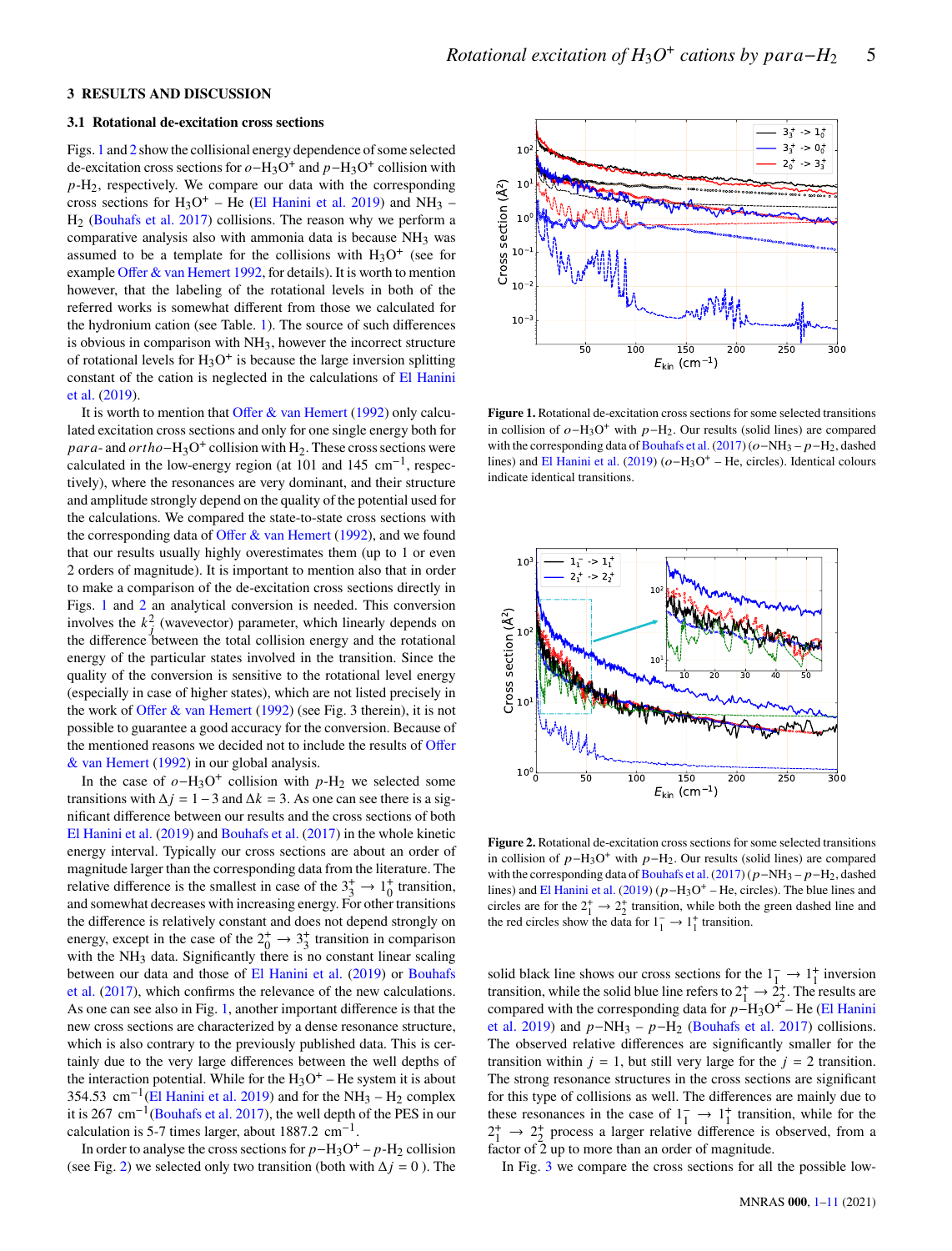## 3 RESULTS AND DISCUSSION

### 3.1 Rotational de-excitation cross sections

Figs. 1 and 2 show the collisional energy dependence of some selected de-excitation cross sections for $o$−$H_3O^+$ and $p$−$H_3O^+$ collision with $p$-$H_2$, respectively. We compare our data with the corresponding cross sections for $H_3O^+$ – He (El Hanini et al. 2019) and $NH_3$ – $H_2$ (Bouhafs et al. 2017) collisions. The reason why we perform a comparative analysis also with ammonia data is because $NH_3$ was assumed to be a template for the collisions with $H_3O^+$ (see for example Offer & van Hemert 1992, for details). It is worth to mention however, that the labeling of the rotational levels in both of the referred works is somewhat different from those we calculated for the hydronium cation (see Table. 1). The source of such differences is obvious in comparison with $NH_3$, however the incorrect structure of rotational levels for $H_3O^+$ is because the large inversion splitting constant of the cation is neglected in the calculations of El Hanini et al. (2019).

It is worth to mention that Offer & van Hemert (1992) only calculated excitation cross sections and only for one single energy both for *para*- and *ortho*−$H_3O^+$ collision with $H_2$. These cross sections were calculated in the low-energy region (at 101 and 145 $cm^{-1}$, respectively), where the resonances are very dominant, and their structure and amplitude strongly depend on the quality of the potential used for the calculations. We compared the state-to-state cross sections with the corresponding data of Offer & van Hemert (1992), and we found that our results usually highly overestimates them (up to 1 or even 2 orders of magnitude). It is important to mention also that in order to make a comparison of the de-excitation cross sections directly in Figs. 1 and 2 an analytical conversion is needed. This conversion involves the $k_j^2$ (wavevector) parameter, which linearly depends on the difference between the total collision energy and the rotational energy of the particular states involved in the transition. Since the quality of the conversion is sensitive to the rotational level energy (especially in case of higher states), which are not listed precisely in the work of Offer & van Hemert (1992) (see Fig. 3 therein), it is not possible to guarantee a good accuracy for the conversion. Because of the mentioned reasons we decided not to include the results of Offer & van Hemert (1992) in our global analysis.

In the case of $o$−$H_3O^+$ collision with $p$-$H_2$ we selected some transitions with $\Delta j = 1-3$ and $\Delta k = 3$. As one can see there is a significant difference between our results and the cross sections of both El Hanini et al. (2019) and Bouhafs et al. (2017) in the whole kinetic energy interval. Typically our cross sections are about an order of magnitude larger than the corresponding data from the literature. The relative difference is the smallest in case of the $3_3^+ \rightarrow 1_0^+$ transition, and somewhat decreases with increasing energy. For other transitions the difference is relatively constant and does not depend strongly on energy, except in the case of the $2_0^+ \rightarrow 3_3^+$ transition in comparison with the $NH_3$ data. Significantly there is no constant linear scaling between our data and those of El Hanini et al. (2019) or Bouhafs et al. (2017), which confirms the relevance of the new calculations. As one can see also in Fig. 1, another important difference is that the new cross sections are characterized by a dense resonance structure, which is also contrary to the previously published data. This is certainly due to the very large differences between the well depths of the interaction potential. While for the $H_3O^+$ – He system it is about 354.53 $cm^{-1}$(El Hanini et al. 2019) and for the $NH_3$ – $H_2$ complex it is 267 $cm^{-1}$(Bouhafs et al. 2017), the well depth of the PES in our calculation is 5-7 times larger, about 1887.2 $cm^{-1}$.

In order to analyse the cross sections for $p$−$H_3O^+$ – $p$-$H_2$ collision (see Fig. 2) we selected only two transition (both with $\Delta j = 0$ ). The solid black line shows our cross sections for the $1_1^- \rightarrow 1_1^+$ inversion transition, while the solid blue line refers to $2_1^+ \rightarrow 2_2^+$. The results are compared with the corresponding data for $p$−$H_3O^+$ – He (El Hanini et al. 2019) and $p$−$NH_3$ – $p$−$H_2$ (Bouhafs et al. 2017) collisions. The observed relative differences are significantly smaller for the transition within $j = 1$, but still very large for the $j = 2$ transition. The strong resonance structures in the cross sections are significant for this type of collisions as well. The differences are mainly due to these resonances in the case of $1_1^- \rightarrow 1_1^+$ transition, while for the $2_1^+ \rightarrow 2_2^+$ process a larger relative difference is observed, from a factor of 2 up to more than an order of magnitude.

**Figure 1.** Rotational de-excitation cross sections for some selected transitions in collision of $o$−$H_3O^+$ with $p$−$H_2$. Our results (solid lines) are compared with the corresponding data of Bouhafs et al. (2017) ($o$−$NH_3$ – $p$−$H_2$, dashed lines) and El Hanini et al. (2019) ($o$−$H_3O^+$ – He, circles). Identical colours indicate identical transitions.

**Figure 2.** Rotational de-excitation cross sections for some selected transitions in collision of $p$−$H_3O^+$ with $p$−$H_2$. Our results (solid lines) are compared with the corresponding data of Bouhafs et al. (2017) ($p$−$NH_3$ – $p$−$H_2$, dashed lines) and El Hanini et al. (2019) ($p$−$H_3O^+$ – He, circles). The blue lines and circles are for the $2_1^+ \rightarrow 2_2^+$ transition, while both the green dashed line and the red circles show the data for $1_1^- \rightarrow 1_1^+$ transition.

In Fig. 3 we compare the cross sections for all the possible low-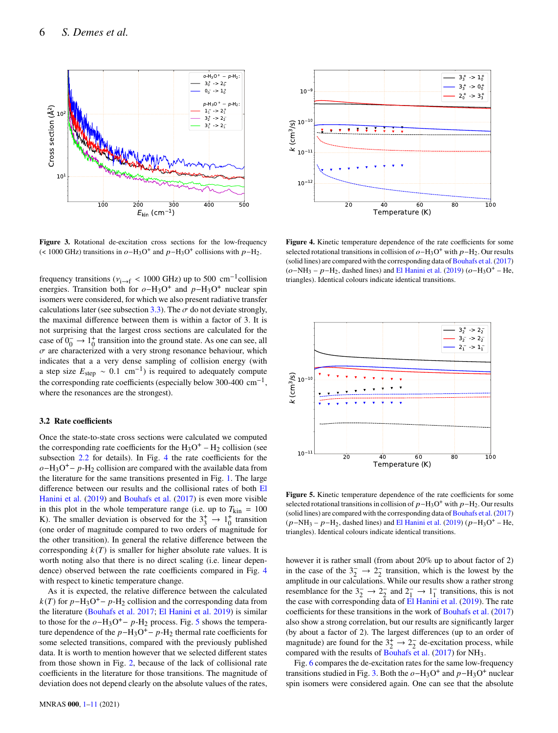**Figure 3.** Rotational de-excitation cross sections for the low-frequency (< 1000 GHz) transitions in $o-H_3O^+$ and $p-H_3O^+$ collisions with $p-H_2$.

**Figure 4.** Kinetic temperature dependence of the rate coefficients for some selected rotational transitions in collision of $o-H_3O^+$ with $p-H_2$. Our results (solid lines) are compared with the corresponding data of Bouhafs et al. (2017) ($o-NH_3 - p-H_2$, dashed lines) and El Hanini et al. (2019) ($o-H_3O^+$ – He, triangles). Identical colours indicate identical transitions.

**Figure 5.** Kinetic temperature dependence of the rate coefficients for some selected rotational transitions in collision of $p-H_3O^+$ with $p-H_2$. Our results (solid lines) are compared with the corresponding data of Bouhafs et al. (2017) ($p-NH_3 - p-H_2$, dashed lines) and El Hanini et al. (2019) ($p-H_3O^+$ – He, triangles). Identical colours indicate identical transitions.

frequency transitions ($\nu_{i\to f}$ < 1000 GHz) up to 500 cm$^{-1}$collision energies. Transition both for $o-H_3O^+$ and $p-H_3O^+$ nuclear spin isomers were considered, for which we also present radiative transfer calculations later (see subsection 3.3). The $\sigma$ do not deviate strongly, the maximal difference between them is within a factor of 3. It is not surprising that the largest cross sections are calculated for the case of $0_0^- \to 1_0^+$ transition into the ground state. As one can see, all $\sigma$ are characterized with a very strong resonance behaviour, which indicates that a a very dense sampling of collision energy (with a step size $E_{\rm step} \sim 0.1$ cm$^{-1}$) is required to adequately compute the corresponding rate coefficients (especially below 300-400 cm$^{-1}$, where the resonances are the strongest).

### 3.2 Rate coefficients

Once the state-to-state cross sections were calculated we computed the corresponding rate coefficients for the $H_3O^+ - H_2$ collision (see subsection 2.2 for details). In Fig. 4 the rate coefficients for the $o-H_3O^+ - p-H_2$ collision are compared with the available data from the literature for the same transitions presented in Fig. 1. The large difference between our results and the collisional rates of both El Hanini et al. (2019) and Bouhafs et al. (2017) is even more visible in this plot in the whole temperature range (i.e. up to $T_{\rm kin}$ = 100 K). The smaller deviation is observed for the $3_3^+ \to 1_0^+$ transition (one order of magnitude compared to two orders of magnitude for the other transition). In general the relative difference between the corresponding $k(T)$ is smaller for higher absolute rate values. It is worth noting also that there is no direct scaling (i.e. linear dependence) observed between the rate coefficients compared in Fig. 4 with respect to kinetic temperature change.

As it is expected, the relative difference between the calculated $k(T)$ for $p-H_3O^+ - p-H_2$ collision and the corresponding data from the literature (Bouhafs et al. 2017; El Hanini et al. 2019) is similar to those for the $o-H_3O^+ - p-H_2$ process. Fig. 5 shows the temperature dependence of the $p-H_3O^+ - p-H_2$ thermal rate coefficients for some selected transitions, compared with the previously published data. It is worth to mention however that we selected different states from those shown in Fig. 2, because of the lack of collisional rate coefficients in the literature for those transitions. The magnitude of deviation does not depend clearly on the absolute values of the rates, however it is rather small (from about 20% up to about factor of 2) in the case of the $3_2^- \to 2_2^-$ transition, which is the lowest by the amplitude in our calculations. While our results show a rather strong resemblance for the $3_2^- \to 2_2^-$ and $2_1^- \to 1_1^-$ transitions, this is not the case with corresponding data of El Hanini et al. (2019). The rate coefficients for these transitions in the work of Bouhafs et al. (2017) also show a strong correlation, but our results are significantly larger (by about a factor of 2). The largest differences (up to an order of magnitude) are found for the $3_2^+ \to 2_2^-$ de-excitation process, while compared with the results of Bouhafs et al. (2017) for $NH_3$.

Fig. 6 compares the de-excitation rates for the same low-frequency transitions studied in Fig. 3. Both the $o-H_3O^+$ and $p-H_3O^+$ nuclear spin isomers were considered again. One can see that the absolute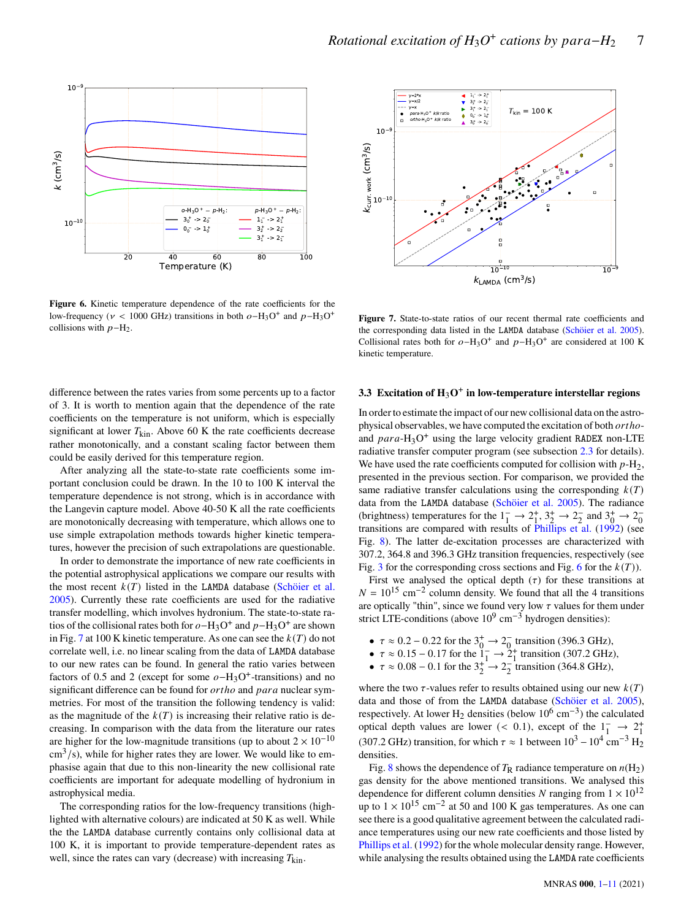Figure 6. Kinetic temperature dependence of the rate coefficients for the low-frequency ($\nu$ < 1000 GHz) transitions in both $o-H_3O^+$ and $p-H_3O^+$ collisions with $p-H_2$.

Figure 7. State-to-state ratios of our recent thermal rate coefficients and the corresponding data listed in the LAMDA database (Schöier et al. 2005). Collisional rates both for $o-H_3O^+$ and $p-H_3O^+$ are considered at 100 K kinetic temperature.

difference between the rates varies from some percents up to a factor of 3. It is worth to mention again that the dependence of the rate coefficients on the temperature is not uniform, which is especially significant at lower $T_{kin}$. Above 60 K the rate coefficients decrease rather monotonically, and a constant scaling factor between them could be easily derived for this temperature region.

After analyzing all the state-to-state rate coefficients some important conclusion could be drawn. In the 10 to 100 K interval the temperature dependence is not strong, which is in accordance with the Langevin capture model. Above 40-50 K all the rate coefficients are monotonically decreasing with temperature, which allows one to use simple extrapolation methods towards higher kinetic temperatures, however the precision of such extrapolations are questionable.

In order to demonstrate the importance of new rate coefficients in the potential astrophysical applications we compare our results with the most recent $k(T)$ listed in the LAMDA database (Schöier et al. 2005). Currently these rate coefficients are used for the radiative transfer modelling, which involves hydronium. The state-to-state ratios of the collisional rates both for $o-H_3O^+$ and $p-H_3O^+$ are shown in Fig. 7 at 100 K kinetic temperature. As one can see the $k(T)$ do not correlate well, i.e. no linear scaling from the data of LAMDA database to our new rates can be found. In general the ratio varies between factors of 0.5 and 2 (except for some $o-H_3O^+$-transitions) and no significant difference can be found for *ortho* and *para* nuclear symmetries. For most of the transition the following tendency is valid: as the magnitude of the $k(T)$ is increasing their relative ratio is decreasing. In comparison with the data from the literature our rates are higher for the low-magnitude transitions (up to about $2 \times 10^{-10}$ $cm^3/s$), while for higher rates they are lower. We would like to emphasise again that due to this non-linearity the new collisional rate coefficients are important for adequate modelling of hydronium in astrophysical media.

The corresponding ratios for the low-frequency transitions (highlighted with alternative colours) are indicated at 50 K as well. While the the LAMDA database currently contains only collisional data at 100 K, it is important to provide temperature-dependent rates as well, since the rates can vary (decrease) with increasing $T_{kin}$.

### 3.3 Excitation of $H_3O^+$ in low-temperature interstellar regions

In order to estimate the impact of our new collisional data on the astrophysical observables, we have computed the excitation of both *ortho-* and *para*-$H_3O^+$ using the large velocity gradient RADEX non-LTE radiative transfer computer program (see subsection 2.3 for details). We have used the rate coefficients computed for collision with $p$-$H_2$, presented in the previous section. For comparison, we provided the same radiative transfer calculations using the corresponding $k(T)$ data from the LAMDA database (Schöier et al. 2005). The radiance (brightness) temperatures for the $1_1^- \rightarrow 2_1^+$, $3_2^+ \rightarrow 2_2^-$ and $3_0^+ \rightarrow 2_0^-$ transitions are compared with results of Phillips et al. (1992) (see Fig. 8). The latter de-excitation processes are characterized with 307.2, 364.8 and 396.3 GHz transition frequencies, respectively (see Fig. 3 for the corresponding cross sections and Fig. 6 for the $k(T)$).

First we analysed the optical depth ($\tau$) for these transitions at $N = 10^{15}$ $cm^{-2}$ column density. We found that all the 4 transitions are optically "thin", since we found very low $\tau$ values for them under strict LTE-conditions (above $10^9$ $cm^{-3}$ hydrogen densities):

- $\tau \approx 0.2 - 0.22$ for the $3_0^+ \rightarrow 2_0^-$ transition (396.3 GHz),
- $\tau \approx 0.15 - 0.17$ for the $1_1^- \rightarrow 2_1^+$ transition (307.2 GHz),
- $\tau \approx 0.08 - 0.1$ for the $3_2^+ \rightarrow 2_2^-$ transition (364.8 GHz),

where the two $\tau$-values refer to results obtained using our new $k(T)$ data and those of from the LAMDA database (Schöier et al. 2005), respectively. At lower $H_2$ densities (below $10^6$ $cm^{-3}$) the calculated optical depth values are lower (< 0.1), except of the $1_1^- \rightarrow 2_1^+$ (307.2 GHz) transition, for which $\tau \approx 1$ between $10^3 - 10^4$ $cm^{-3}$ $H_2$ densities.

Fig. 8 shows the dependence of $T_R$ radiance temperature on $n(H_2)$ gas density for the above mentioned transitions. We analysed this dependence for different column densities $N$ ranging from $1 \times 10^{12}$ up to $1 \times 10^{15}$ $cm^{-2}$ at 50 and 100 K gas temperatures. As one can see there is a good qualitative agreement between the calculated radiance temperatures using our new rate coefficients and those listed by Phillips et al. (1992) for the whole molecular density range. However, while analysing the results obtained using the LAMDA rate coefficients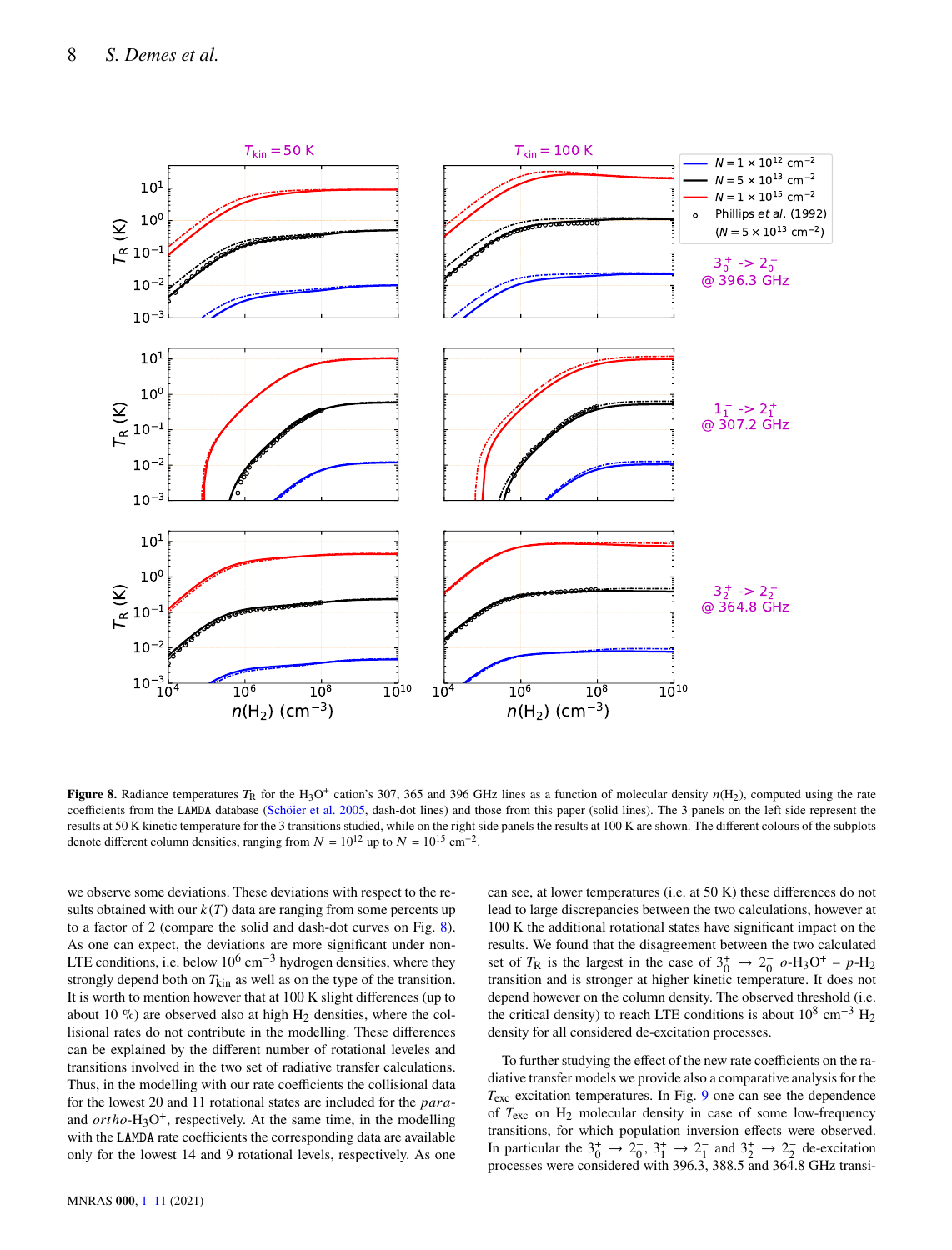**Figure 8.** Radiance temperatures $T_R$ for the $H_3O^+$ cation's 307, 365 and 396 GHz lines as a function of molecular density $n(H_2)$, computed using the rate coefficients from the LAMDA database (Schöier et al. 2005, dash-dot lines) and those from this paper (solid lines). The 3 panels on the left side represent the results at 50 K kinetic temperature for the 3 transitions studied, while on the right side panels the results at 100 K are shown. The different colours of the subplots denote different column densities, ranging from $N = 10^{12}$ up to $N = 10^{15}$ cm$^{-2}$.

we observe some deviations. These deviations with respect to the results obtained with our $k(T)$ data are ranging from some percents up to a factor of 2 (compare the solid and dash-dot curves on Fig. 8). As one can expect, the deviations are more significant under non-LTE conditions, i.e. below $10^6$ cm$^{-3}$ hydrogen densities, where they strongly depend both on $T_{\rm kin}$ as well as on the type of the transition. It is worth to mention however that at 100 K slight differences (up to about 10 %) are observed also at high $H_2$ densities, where the collisional rates do not contribute in the modelling. These differences can be explained by the different number of rotational leveles and transitions involved in the two set of radiative transfer calculations. Thus, in the modelling with our rate coefficients the collisional data for the lowest 20 and 11 rotational states are included for the *para*- and *ortho*-$H_3O^+$, respectively. At the same time, in the modelling with the LAMDA rate coefficients the corresponding data are available only for the lowest 14 and 9 rotational levels, respectively. As one can see, at lower temperatures (i.e. at 50 K) these differences do not lead to large discrepancies between the two calculations, however at 100 K the additional rotational states have significant impact on the results. We found that the disagreement between the two calculated set of $T_R$ is the largest in the case of $3_0^+ \rightarrow 2_0^-$ *o*-$H_3O^+$ – *p*-$H_2$ transition and is stronger at higher kinetic temperature. It does not depend however on the column density. The observed threshold (i.e. the critical density) to reach LTE conditions is about $10^8$ cm$^{-3}$ $H_2$ density for all considered de-excitation processes.

To further studying the effect of the new rate coefficients on the radiative transfer models we provide also a comparative analysis for the $T_{\rm exc}$ excitation temperatures. In Fig. 9 one can see the dependence of $T_{\rm exc}$ on $H_2$ molecular density in case of some low-frequency transitions, for which population inversion effects were observed. In particular the $3_0^+ \rightarrow 2_0^-$, $3_1^+ \rightarrow 2_1^-$ and $3_2^+ \rightarrow 2_2^-$ de-excitation processes were considered with 396.3, 388.5 and 364.8 GHz transi-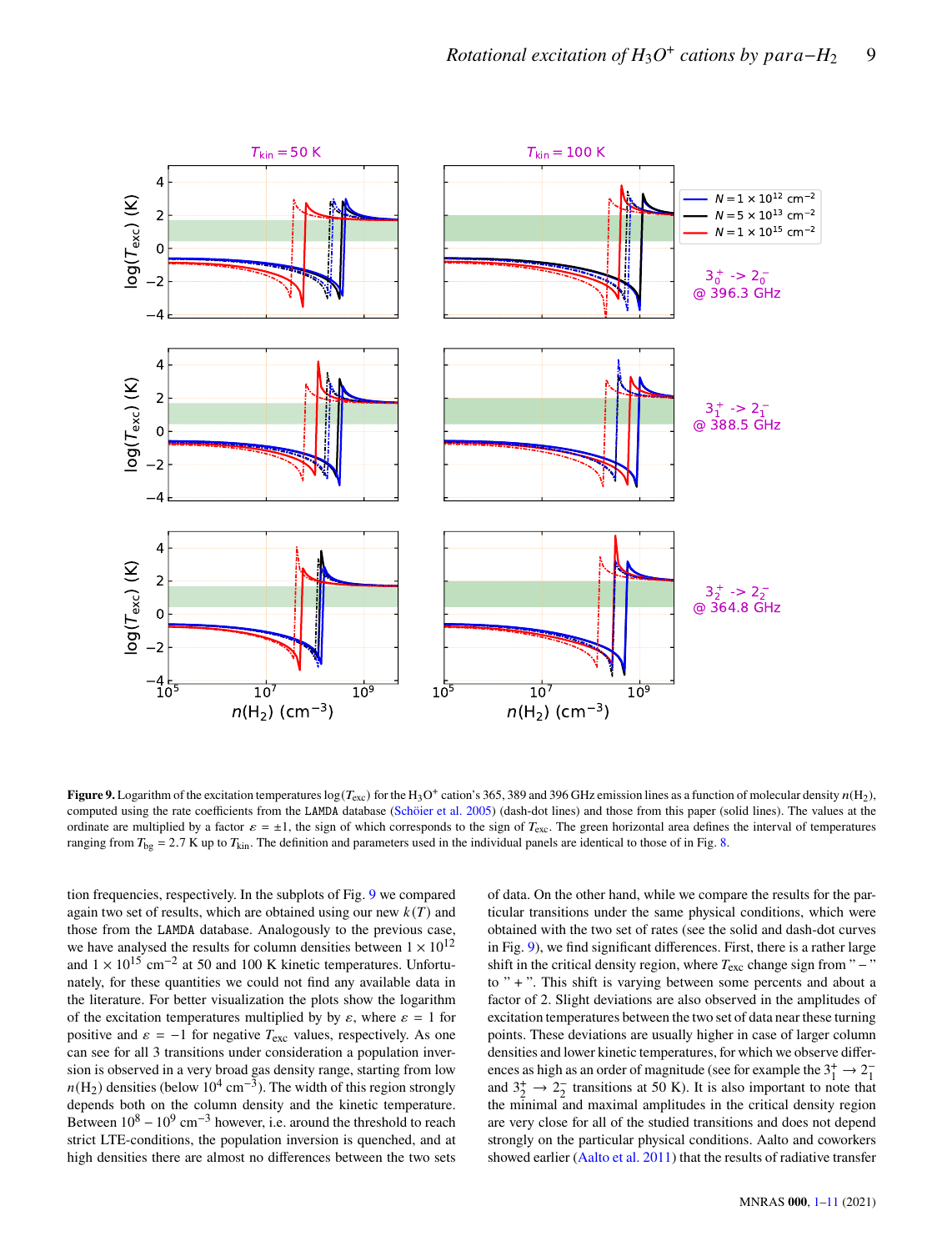**Figure 9.** Logarithm of the excitation temperatures $\log(T_{\rm exc})$ for the $H_3O^+$ cation's 365, 389 and 396 GHz emission lines as a function of molecular density $n(H_2)$, computed using the rate coefficients from the LAMDA database (Schöier et al. 2005) (dash-dot lines) and those from this paper (solid lines). The values at the ordinate are multiplied by a factor $\varepsilon = \pm 1$, the sign of which corresponds to the sign of $T_{\rm exc}$. The green horizontal area defines the interval of temperatures ranging from $T_{\rm bg} = 2.7$ K up to $T_{\rm kin}$. The definition and parameters used in the individual panels are identical to those of in Fig. 8.

tion frequencies, respectively. In the subplots of Fig. 9 we compared again two set of results, which are obtained using our new $k(T)$ and those from the LAMDA database. Analogously to the previous case, we have analysed the results for column densities between $1 \times 10^{12}$ and $1 \times 10^{15}$ cm$^{-2}$ at 50 and 100 K kinetic temperatures. Unfortunately, for these quantities we could not find any available data in the literature. For better visualization the plots show the logarithm of the excitation temperatures multiplied by by $\varepsilon$, where $\varepsilon = 1$ for positive and $\varepsilon = -1$ for negative $T_{\rm exc}$ values, respectively. As one can see for all 3 transitions under consideration a population inversion is observed in a very broad gas density range, starting from low $n(H_2)$ densities (below $10^4$ cm$^{-3}$). The width of this region strongly depends both on the column density and the kinetic temperature. Between $10^8 - 10^9$ cm$^{-3}$ however, i.e. around the threshold to reach strict LTE-conditions, the population inversion is quenched, and at high densities there are almost no differences between the two sets of data. On the other hand, while we compare the results for the particular transitions under the same physical conditions, which were obtained with the two set of rates (see the solid and dash-dot curves in Fig. 9), we find significant differences. First, there is a rather large shift in the critical density region, where $T_{\rm exc}$ change sign from "–" to "+". This shift is varying between some percents and about a factor of 2. Slight deviations are also observed in the amplitudes of excitation temperatures between the two set of data near these turning points. These deviations are usually higher in case of larger column densities and lower kinetic temperatures, for which we observe differences as high as an order of magnitude (see for example the $3_1^+ \rightarrow 2_1^-$ and $3_2^+ \rightarrow 2_2^-$ transitions at 50 K). It is also important to note that the minimal and maximal amplitudes in the critical density region are very close for all of the studied transitions and does not depend strongly on the particular physical conditions. Aalto and coworkers showed earlier (Aalto et al. 2011) that the results of radiative transfer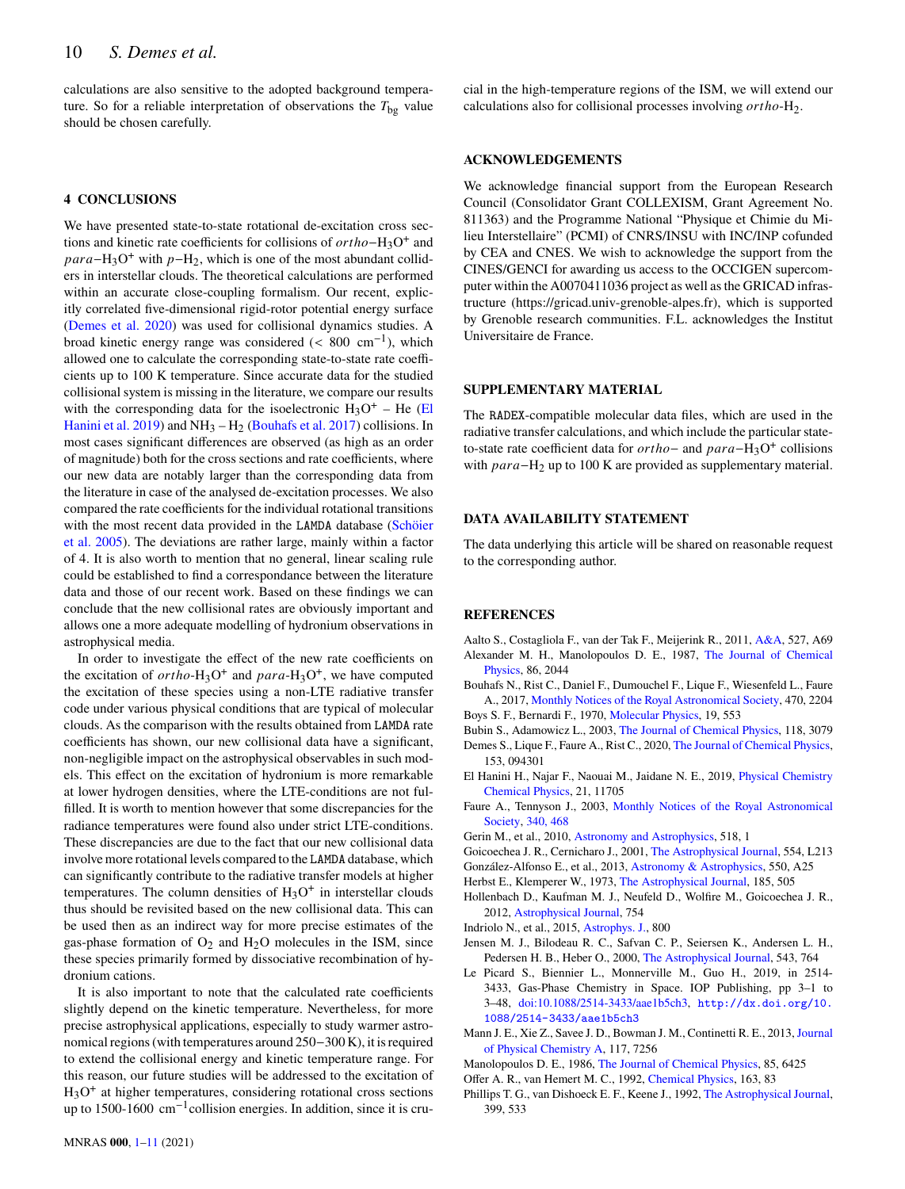calculations are also sensitive to the adopted background temperature. So for a reliable interpretation of observations the $T_{\rm bg}$ value should be chosen carefully.

## 4 CONCLUSIONS

We have presented state-to-state rotational de-excitation cross sections and kinetic rate coefficients for collisions of *ortho*$-H_3O^+$ and *para*$-H_3O^+$ with $p-H_2$, which is one of the most abundant colliders in interstellar clouds. The theoretical calculations are performed within an accurate close-coupling formalism. Our recent, explicitly correlated five-dimensional rigid-rotor potential energy surface (Demes et al. 2020) was used for collisional dynamics studies. A broad kinetic energy range was considered ($< 800$ cm$^{-1}$), which allowed one to calculate the corresponding state-to-state rate coefficients up to 100 K temperature. Since accurate data for the studied collisional system is missing in the literature, we compare our results with the corresponding data for the isoelectronic $H_3O^+$ – He (El Hanini et al. 2019) and $NH_3$ – $H_2$ (Bouhafs et al. 2017) collisions. In most cases significant differences are observed (as high as an order of magnitude) both for the cross sections and rate coefficients, where our new data are notably larger than the corresponding data from the literature in case of the analysed de-excitation processes. We also compared the rate coefficients for the individual rotational transitions with the most recent data provided in the LAMDA database (Schöier et al. 2005). The deviations are rather large, mainly within a factor of 4. It is also worth to mention that no general, linear scaling rule could be established to find a correspondance between the literature data and those of our recent work. Based on these findings we can conclude that the new collisional rates are obviously important and allows one a more adequate modelling of hydronium observations in astrophysical media.

In order to investigate the effect of the new rate coefficients on the excitation of *ortho*-$H_3O^+$ and *para*-$H_3O^+$, we have computed the excitation of these species using a non-LTE radiative transfer code under various physical conditions that are typical of molecular clouds. As the comparison with the results obtained from LAMDA rate coefficients has shown, our new collisional data have a significant, non-negligible impact on the astrophysical observables in such models. This effect on the excitation of hydronium is more remarkable at lower hydrogen densities, where the LTE-conditions are not fulfilled. It is worth to mention however that some discrepancies for the radiance temperatures were found also under strict LTE-conditions. These discrepancies are due to the fact that our new collisional data involve more rotational levels compared to the LAMDA database, which can significantly contribute to the radiative transfer models at higher temperatures. The column densities of $H_3O^+$ in interstellar clouds thus should be revisited based on the new collisional data. This can be used then as an indirect way for more precise estimates of the gas-phase formation of $O_2$ and $H_2O$ molecules in the ISM, since these species primarily formed by dissociative recombination of hydronium cations.

It is also important to note that the calculated rate coefficients slightly depend on the kinetic temperature. Nevertheless, for more precise astrophysical applications, especially to study warmer astronomical regions (with temperatures around 250−300 K), it is required to extend the collisional energy and kinetic temperature range. For this reason, our future studies will be addressed to the excitation of $H_3O^+$ at higher temperatures, considering rotational cross sections up to 1500-1600 cm$^{-1}$collision energies. In addition, since it is crucial in the high-temperature regions of the ISM, we will extend our calculations also for collisional processes involving *ortho*-$H_2$.

## ACKNOWLEDGEMENTS

We acknowledge financial support from the European Research Council (Consolidator Grant COLLEXISM, Grant Agreement No. 811363) and the Programme National "Physique et Chimie du Milieu Interstellaire" (PCMI) of CNRS/INSU with INC/INP cofunded by CEA and CNES. We wish to acknowledge the support from the CINES/GENCI for awarding us access to the OCCIGEN supercomputer within the A0070411036 project as well as the GRICAD infrastructure (https://gricad.univ-grenoble-alpes.fr), which is supported by Grenoble research communities. F.L. acknowledges the Institut Universitaire de France.

## SUPPLEMENTARY MATERIAL

The RADEX-compatible molecular data files, which are used in the radiative transfer calculations, and which include the particular state-to-state rate coefficient data for *ortho*− and *para*$-H_3O^+$ collisions with *para*$-H_2$ up to 100 K are provided as supplementary material.

## DATA AVAILABILITY STATEMENT

The data underlying this article will be shared on reasonable request to the corresponding author.

## REFERENCES

Aalto S., Costagliola F., van der Tak F., Meijerink R., 2011, A&A, 527, A69

Alexander M. H., Manolopoulos D. E., 1987, The Journal of Chemical Physics, 86, 2044

Bouhafs N., Rist C., Daniel F., Dumouchel F., Lique F., Wiesenfeld L., Faure A., 2017, Monthly Notices of the Royal Astronomical Society, 470, 2204

Boys S. F., Bernardi F., 1970, Molecular Physics, 19, 553

Bubin S., Adamowicz L., 2003, The Journal of Chemical Physics, 118, 3079

Demes S., Lique F., Faure A., Rist C., 2020, The Journal of Chemical Physics, 153, 094301

El Hanini H., Najar F., Naouai M., Jaidane N. E., 2019, Physical Chemistry Chemical Physics, 21, 11705

Faure A., Tennyson J., 2003, Monthly Notices of the Royal Astronomical Society, 340, 468

Gerin M., et al., 2010, Astronomy and Astrophysics, 518, 1

Goicoechea J. R., Cernicharo J., 2001, The Astrophysical Journal, 554, L213

González-Alfonso E., et al., 2013, Astronomy & Astrophysics, 550, A25

Herbst E., Klemperer W., 1973, The Astrophysical Journal, 185, 505

Hollenbach D., Kaufman M. J., Neufeld D., Wolfire M., Goicoechea J. R., 2012, Astrophysical Journal, 754

Indriolo N., et al., 2015, Astrophys. J., 800

Jensen M. J., Bilodeau R. C., Safvan C. P., Seiersen K., Andersen L. H., Pedersen H. B., Heber O., 2000, The Astrophysical Journal, 543, 764

Le Picard S., Biennier L., Monnerville M., Guo H., 2019, in 2514-3433, Gas-Phase Chemistry in Space. IOP Publishing, pp 3–1 to 3–48, doi:10.1088/2514-3433/aae1b5ch3, http://dx.doi.org/10.1088/2514-3433/aae1b5ch3

Mann J. E., Xie Z., Savee J. D., Bowman J. M., Continetti R. E., 2013, Journal of Physical Chemistry A, 117, 7256

Manolopoulos D. E., 1986, The Journal of Chemical Physics, 85, 6425

Offer A. R., van Hemert M. C., 1992, Chemical Physics, 163, 83

Phillips T. G., van Dishoeck E. F., Keene J., 1992, The Astrophysical Journal, 399, 533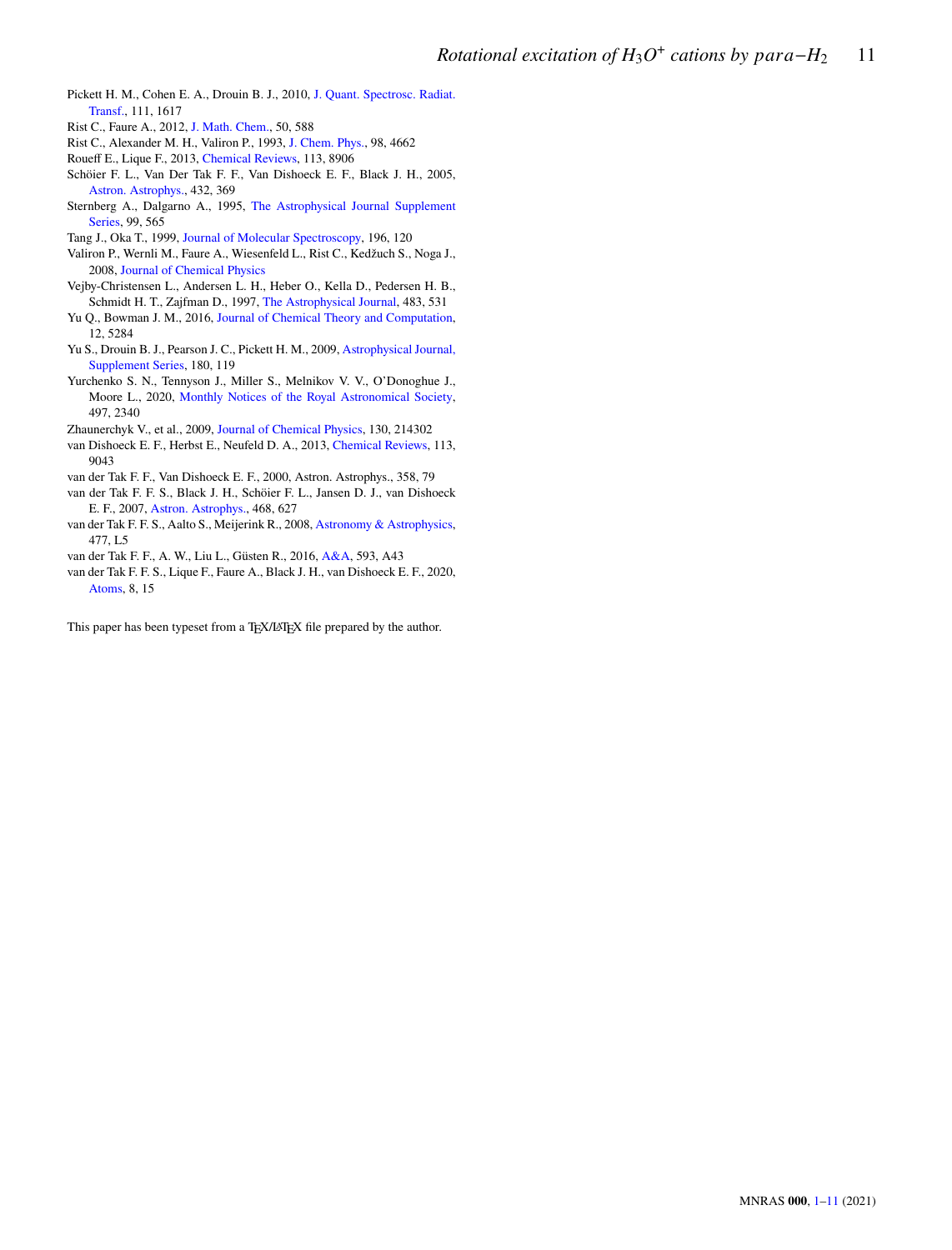Pickett H. M., Cohen E. A., Drouin B. J., 2010, J. Quant. Spectrosc. Radiat. Transf., 111, 1617

Rist C., Faure A., 2012, J. Math. Chem., 50, 588

Rist C., Alexander M. H., Valiron P., 1993, J. Chem. Phys., 98, 4662

Roueff E., Lique F., 2013, Chemical Reviews, 113, 8906

Schöier F. L., Van Der Tak F. F., Van Dishoeck E. F., Black J. H., 2005, Astron. Astrophys., 432, 369

Sternberg A., Dalgarno A., 1995, The Astrophysical Journal Supplement Series, 99, 565

Tang J., Oka T., 1999, Journal of Molecular Spectroscopy, 196, 120

Valiron P., Wernli M., Faure A., Wiesenfeld L., Rist C., Kedžuch S., Noga J., 2008, Journal of Chemical Physics

Vejby-Christensen L., Andersen L. H., Heber O., Kella D., Pedersen H. B., Schmidt H. T., Zajfman D., 1997, The Astrophysical Journal, 483, 531

Yu Q., Bowman J. M., 2016, Journal of Chemical Theory and Computation, 12, 5284

Yu S., Drouin B. J., Pearson J. C., Pickett H. M., 2009, Astrophysical Journal, Supplement Series, 180, 119

Yurchenko S. N., Tennyson J., Miller S., Melnikov V. V., O'Donoghue J., Moore L., 2020, Monthly Notices of the Royal Astronomical Society, 497, 2340

Zhaunerchyk V., et al., 2009, Journal of Chemical Physics, 130, 214302

van Dishoeck E. F., Herbst E., Neufeld D. A., 2013, Chemical Reviews, 113, 9043

van der Tak F. F., Van Dishoeck E. F., 2000, Astron. Astrophys., 358, 79

van der Tak F. F. S., Black J. H., Schöier F. L., Jansen D. J., van Dishoeck E. F., 2007, Astron. Astrophys., 468, 627

van der Tak F. F. S., Aalto S., Meijerink R., 2008, Astronomy & Astrophysics, 477, L5

van der Tak F. F., A. W., Liu L., Güsten R., 2016, A&A, 593, A43

van der Tak F. F. S., Lique F., Faure A., Black J. H., van Dishoeck E. F., 2020, Atoms, 8, 15

This paper has been typeset from a TEX/LATEX file prepared by the author.